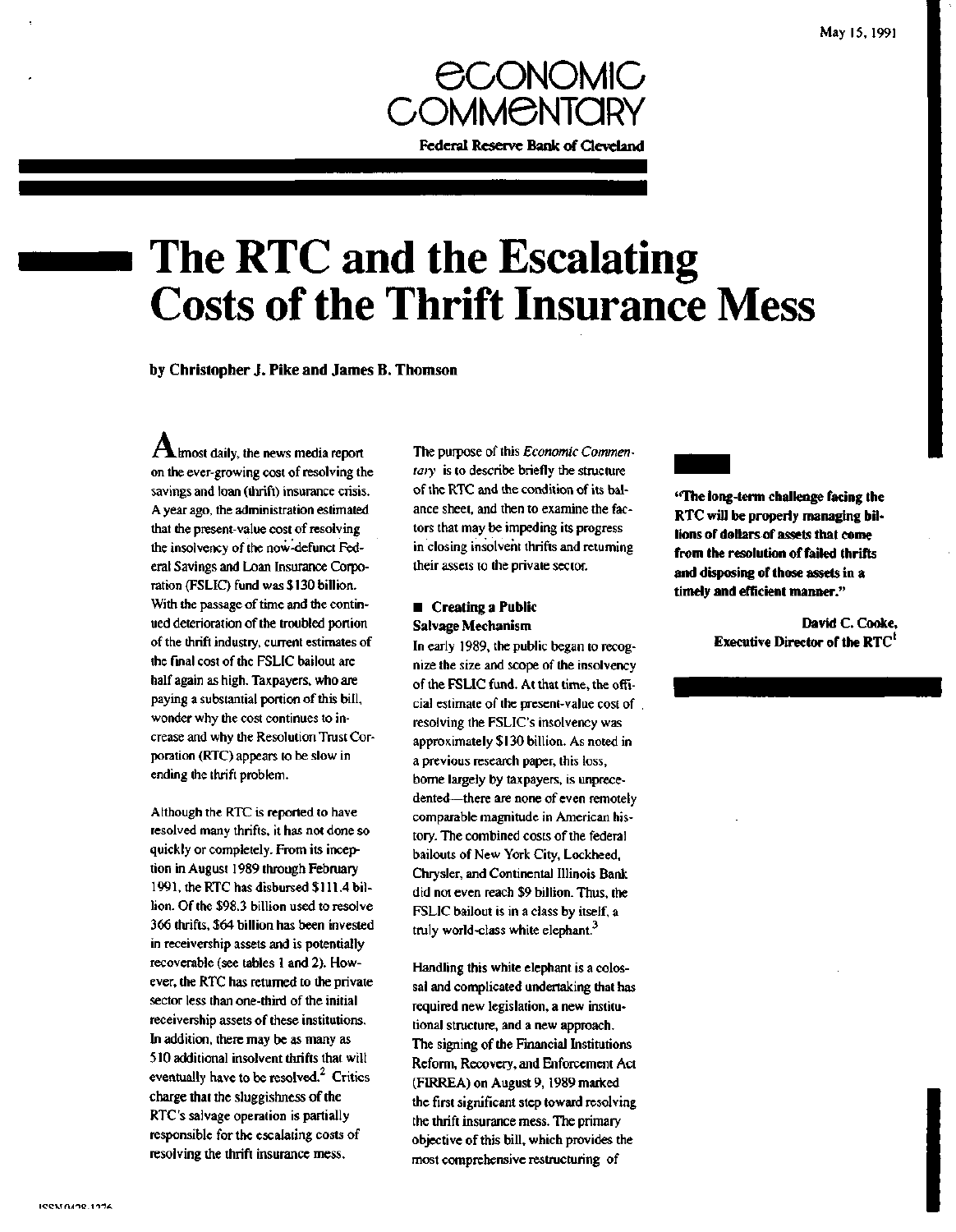May 15, 1991

# Economic Commentary

**Federal Reserve Bank of Cleveland**

# The RTC and the Escalating Costs of the Thrift Insurance Mess

**by Christopher J. Pike and James B. Thomson**

Almost daily, the news media report on the ever-growing cost of resolving the savings and loan (thrift) insurance crisis. A year ago, the administration estimated that the present-value cost of resolving the insolvency of the now-defunct Federal Savings and Loan Insurance Corporation (FSLIC) fund was $130 billion. With the passage of time and the continued deterioration of the troubled portion of the thrift industry, current estimates of the final cost of the FSLIC bailout are half again as high. Taxpayers, who are paying a substantial portion of this bill, wonder why the cost continues to increase and why the Resolution Trust Corporation (RTC) appears to be slow in ending the thrift problem.

Although the RTC is reported to have resolved many thrifts, it has not done so quickly or completely. From its inception in August 1989 through February 1991, the RTC has disbursed $111.4 billion. Of the $98.3 billion used to resolve 366 thrifts, $64 billion has been invested in receivership assets and is potentially recoverable (see tables 1 and 2). However, the RTC has returned to the private sector less than one-third of the initial receivership assets of these institutions. In addition, there may be as many as 510 additional insolvent thrifts that will eventually have to be resolved.[2] Critics charge that the sluggishness of the RTC's salvage operation is partially responsible for the escalating costs of resolving the thrift insurance mess.

The purpose of this *Economic Commentary* is to describe briefly the structure of the RTC and the condition of its balance sheet, and then to examine the factors that may be impeding its progress in closing insolvent thrifts and returning their assets to the private sector.

## Creating a Public Salvage Mechanism

In early 1989, the public began to recognize the size and scope of the insolvency of the FSLIC fund. At that time, the official estimate of the present-value cost of resolving the FSLIC's insolvency was approximately $130 billion. As noted in a previous research paper, this loss, borne largely by taxpayers, is unprecedented—there are none of even remotely comparable magnitude in American history. The combined costs of the federal bailouts of New York City, Lockheed, Chrysler, and Continental Illinois Bank did not even reach $9 billion. Thus, the FSLIC bailout is in a class by itself, a truly world-class white elephant.[3]

Handling this white elephant is a colossal and complicated undertaking that has required new legislation, a new institutional structure, and a new approach. The signing of the Financial Institutions Reform, Recovery, and Enforcement Act (FIRREA) on August 9, 1989 marked the first significant step toward resolving the thrift insurance mess. The primary objective of this bill, which provides the most comprehensive restructuring of

**"The long-term challenge facing the RTC will be properly managing billions of dollars of assets that come from the resolution of failed thrifts and disposing of those assets in a timely and efficient manner."**

**David C. Cooke, Executive Director of the RTC[1]**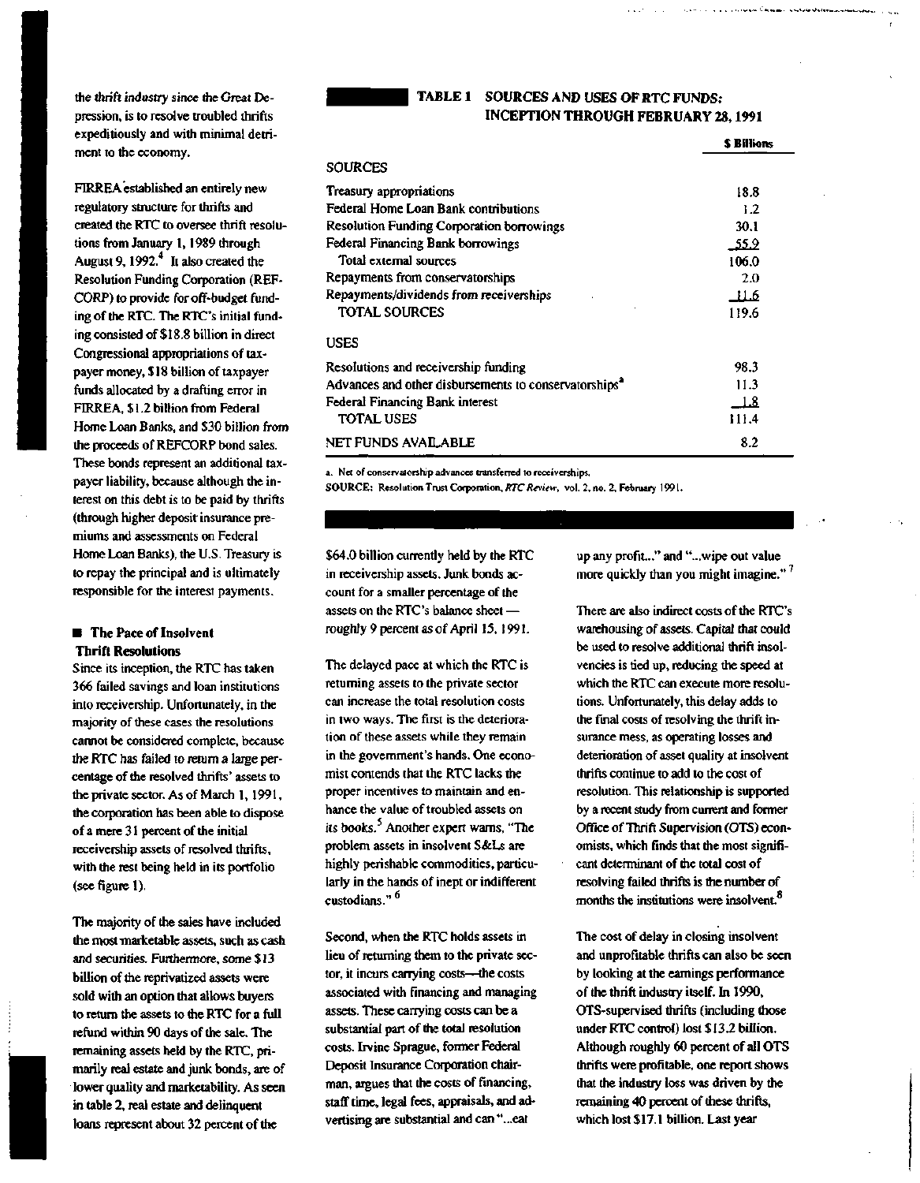the *thrift industry* since the Great Depression, is to resolve troubled thrifts expeditiously and with minimal detriment to the economy.

FIRREA established an entirely new regulatory structure for thrifts and created the RTC to oversee thrift resolutions from January 1, 1989 through August 9, 1992.[4] It also created the Resolution Funding Corporation (REFCORP) to provide for off-budget funding of the RTC. The RTC's initial funding consisted of $18.8 billion in direct Congressional appropriations of taxpayer money, $18 billion of taxpayer funds allocated by a drafting error in FIRREA, $1.2 billion from Federal Home Loan Banks, and $30 billion from the proceeds of REFCORP bond sales. These bonds represent an additional taxpayer liability, because although the interest on this debt is to be paid by thrifts (through higher deposit insurance premiums and assessments on Federal Home Loan Banks), the U.S. Treasury is to repay the principal and is ultimately responsible for the interest payments.

**TABLE 1 SOURCES AND USES OF RTC FUNDS: INCEPTION THROUGH FEBRUARY 28, 1991**

| | $ Billions |
|---|---|
| **SOURCES** | |
| Treasury appropriations | 18.8 |
| Federal Home Loan Bank contributions | 1.2 |
| Resolution Funding Corporation borrowings | 30.1 |
| Federal Financing Bank borrowings | 55.9 |
| Total external sources | 106.0 |
| Repayments from conservatorships | 2.0 |
| Repayments/dividends from receiverships | 11.6 |
| TOTAL SOURCES | 119.6 |
| **USES** | |
| Resolutions and receivership funding | 98.3 |
| Advances and other disbursements to conservatorships[a] | 11.3 |
| Federal Financing Bank interest | 1.8 |
| TOTAL USES | 111.4 |
| NET FUNDS AVAILABLE | 8.2 |

a. Net of conservatorship advances transferred to receiverships.

SOURCE: Resolution Trust Corporation, *RTC Review*, vol. 2, no. 2, February 1991.

## The Pace of Insolvent Thrift Resolutions

Since its inception, the RTC has taken 366 failed savings and loan institutions into receivership. Unfortunately, in the majority of these cases the resolutions cannot be considered complete, because the RTC has failed to return a large percentage of the resolved thrifts' assets to the private sector. As of March 1, 1991, the corporation has been able to dispose of a mere 31 percent of the initial receivership assets of resolved thrifts, with the rest being held in its portfolio (see figure 1).

The majority of the sales have included the most marketable assets, such as cash and securities. Furthermore, some $13 billion of the reprivatized assets were sold with an option that allows buyers to return the assets to the RTC for a full refund within 90 days of the sale. The remaining assets held by the RTC, primarily real estate and junk bonds, are of lower quality and marketability. As seen in table 2, real estate and delinquent loans represent about 32 percent of the $64.0 billion currently held by the RTC in receivership assets. Junk bonds account for a smaller percentage of the assets on the RTC's balance sheet — roughly 9 percent as of April 15, 1991.

The delayed pace at which the RTC is returning assets to the private sector can increase the total resolution costs in two ways. The first is the deterioration of these assets while they remain in the government's hands. One economist contends that the RTC lacks the proper incentives to maintain and enhance the value of troubled assets on its books.[5] Another expert warns, "The problem assets in insolvent S&Ls are highly perishable commodities, particularly in the hands of inept or indifferent custodians."[6]

Second, when the RTC holds assets in lieu of returning them to the private sector, it incurs carrying costs—the costs associated with financing and managing assets. These carrying costs can be a substantial part of the total resolution costs. Irvine Sprague, former Federal Deposit Insurance Corporation chairman, argues that the costs of financing, staff time, legal fees, appraisals, and advertising are substantial and can "...eat up any profit..." and "...wipe out value more quickly than you might imagine."[7]

There are also indirect costs of the RTC's warehousing of assets. Capital that could be used to resolve additional thrift insolvencies is tied up, reducing the speed at which the RTC can execute more resolutions. Unfortunately, this delay adds to the final costs of resolving the thrift insurance mess, as operating losses and deterioration of asset quality at insolvent thrifts continue to add to the cost of resolution. This relationship is supported by a recent study from current and former Office of Thrift Supervision (OTS) economists, which finds that the most significant determinant of the total cost of resolving failed thrifts is the number of months the institutions were insolvent.[8]

The cost of delay in closing insolvent and unprofitable thrifts can also be seen by looking at the earnings performance of the thrift industry itself. In 1990, OTS-supervised thrifts (including those under RTC control) lost $13.2 billion. Although roughly 60 percent of all OTS thrifts were profitable, one report shows that the industry loss was driven by the remaining 40 percent of these thrifts, which lost $17.1 billion. Last year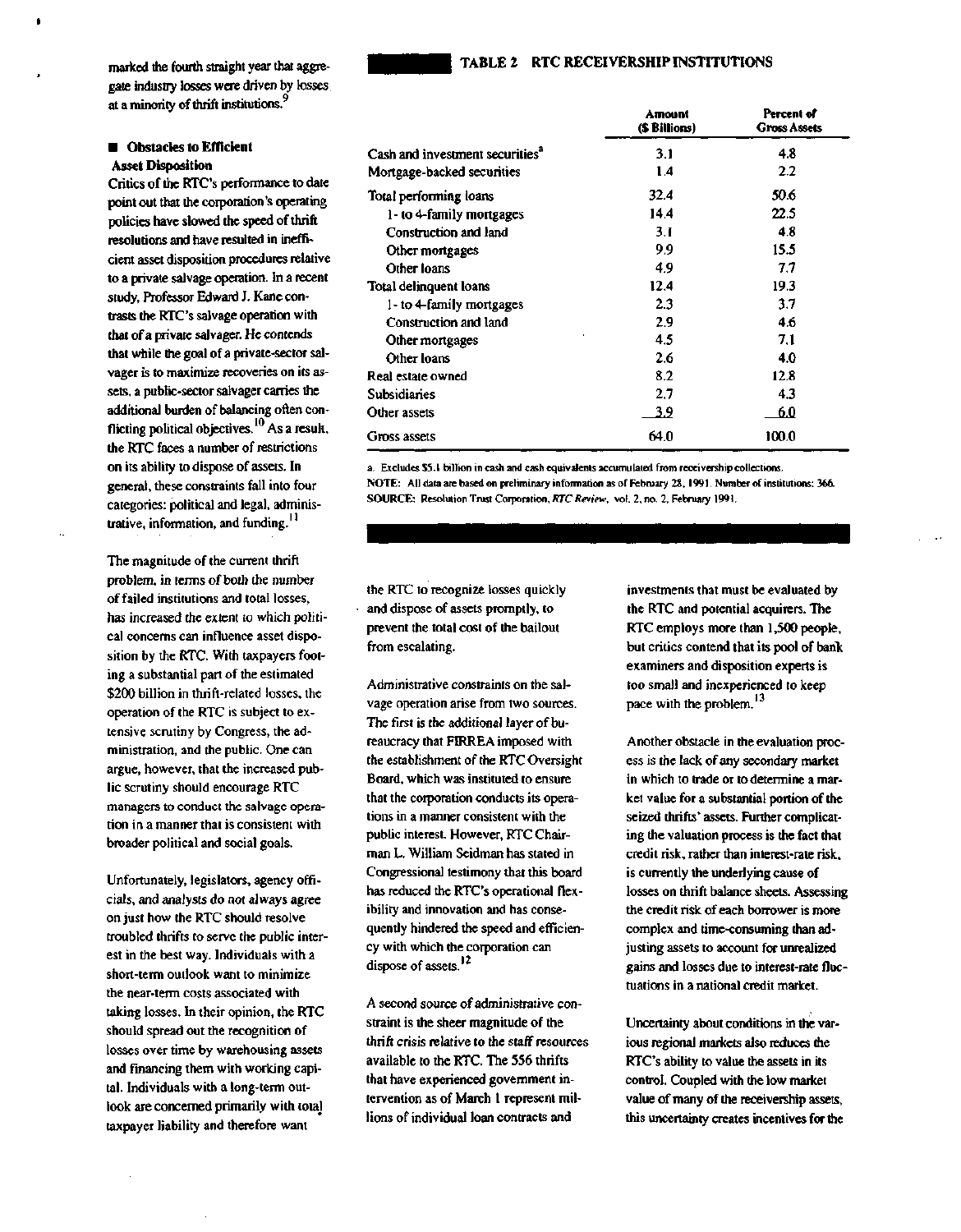marked the fourth straight year that aggregate industry losses were driven by losses at a minority of thrift institutions.[9]

### ■ Obstacles to Efficient Asset Disposition

Critics of the RTC's performance to date point out that the corporation's operating policies have slowed the speed of thrift resolutions and have resulted in inefficient asset disposition procedures relative to a private salvage operation. In a recent study, Professor Edward J. Kane contrasts the RTC's salvage operation with that of a private salvager. He contends that while the goal of a private-sector salvager is to maximize recoveries on its assets, a public-sector salvager carries the additional burden of balancing often conflicting political objectives.[10] As a result, the RTC faces a number of restrictions on its ability to dispose of assets. In general, these constraints fall into four categories: political and legal, administrative, information, and funding.[11]

The magnitude of the current thrift problem, in terms of both the number of failed institutions and total losses, has increased the extent to which political concerns can influence asset disposition by the RTC. With taxpayers footing a substantial part of the estimated $200 billion in thrift-related losses, the operation of the RTC is subject to extensive scrutiny by Congress, the administration, and the public. One can argue, however, that the increased public scrutiny should encourage RTC managers to conduct the salvage operation in a manner that is consistent with broader political and social goals.

Unfortunately, legislators, agency officials, and analysts do not always agree on just how the RTC should resolve troubled thrifts to serve the public interest in the best way. Individuals with a short-term outlook want to minimize the near-term costs associated with taking losses. In their opinion, the RTC should spread out the recognition of losses over time by warehousing assets and financing them with working capital. Individuals with a long-term outlook are concerned primarily with total taxpayer liability and therefore want the RTC to recognize losses quickly and dispose of assets promptly, to prevent the total cost of the bailout from escalating.

Administrative constraints on the salvage operation arise from two sources. The first is the additional layer of bureaucracy that FIRREA imposed with the establishment of the RTC Oversight Board, which was instituted to ensure that the corporation conducts its operations in a manner consistent with the public interest. However, RTC Chairman L. William Seidman has stated in Congressional testimony that this board has reduced the RTC's operational flexibility and innovation and has consequently hindered the speed and efficiency with which the corporation can dispose of assets.[12]

A second source of administrative constraint is the sheer magnitude of the thrift crisis relative to the staff resources available to the RTC. The 556 thrifts that have experienced government intervention as of March 1 represent millions of individual loan contracts and investments that must be evaluated by the RTC and potential acquirers. The RTC employs more than 1,500 people, but critics contend that its pool of bank examiners and disposition experts is too small and inexperienced to keep pace with the problem.[13]

Another obstacle in the evaluation process is the lack of any secondary market in which to trade or to determine a market value for a substantial portion of the seized thrifts' assets. Further complicating the valuation process is the fact that credit risk, rather than interest-rate risk, is currently the underlying cause of losses on thrift balance sheets. Assessing the credit risk of each borrower is more complex and time-consuming than adjusting assets to account for unrealized gains and losses due to interest-rate fluctuations in a national credit market.

Uncertainty about conditions in the various regional markets also reduces the RTC's ability to value the assets in its control. Coupled with the low market value of many of the receivership assets, this uncertainty creates incentives for the

**TABLE 2 RTC RECEIVERSHIP INSTITUTIONS**

| | Amount ($ Billions) | Percent of Gross Assets |
|---|---|---|
| Cash and investment securities[a] | 3.1 | 4.8 |
| Mortgage-backed securities | 1.4 | 2.2 |
| Total performing loans | 32.4 | 50.6 |
| 1- to 4-family mortgages | 14.4 | 22.5 |
| Construction and land | 3.1 | 4.8 |
| Other mortgages | 9.9 | 15.5 |
| Other loans | 4.9 | 7.7 |
| Total delinquent loans | 12.4 | 19.3 |
| 1- to 4-family mortgages | 2.3 | 3.7 |
| Construction and land | 2.9 | 4.6 |
| Other mortgages | 4.5 | 7.1 |
| Other loans | 2.6 | 4.0 |
| Real estate owned | 8.2 | 12.8 |
| Subsidiaries | 2.7 | 4.3 |
| Other assets | 3.9 | 6.0 |
| Gross assets | 64.0 | 100.0 |

a. Excludes $5.1 billion in cash and cash equivalents accumulated from receivership collections.

NOTE: All data are based on preliminary information as of February 28, 1991. Number of institutions: 366.

SOURCE: Resolution Trust Corporation, *RTC Review*, vol. 2, no. 2, February 1991.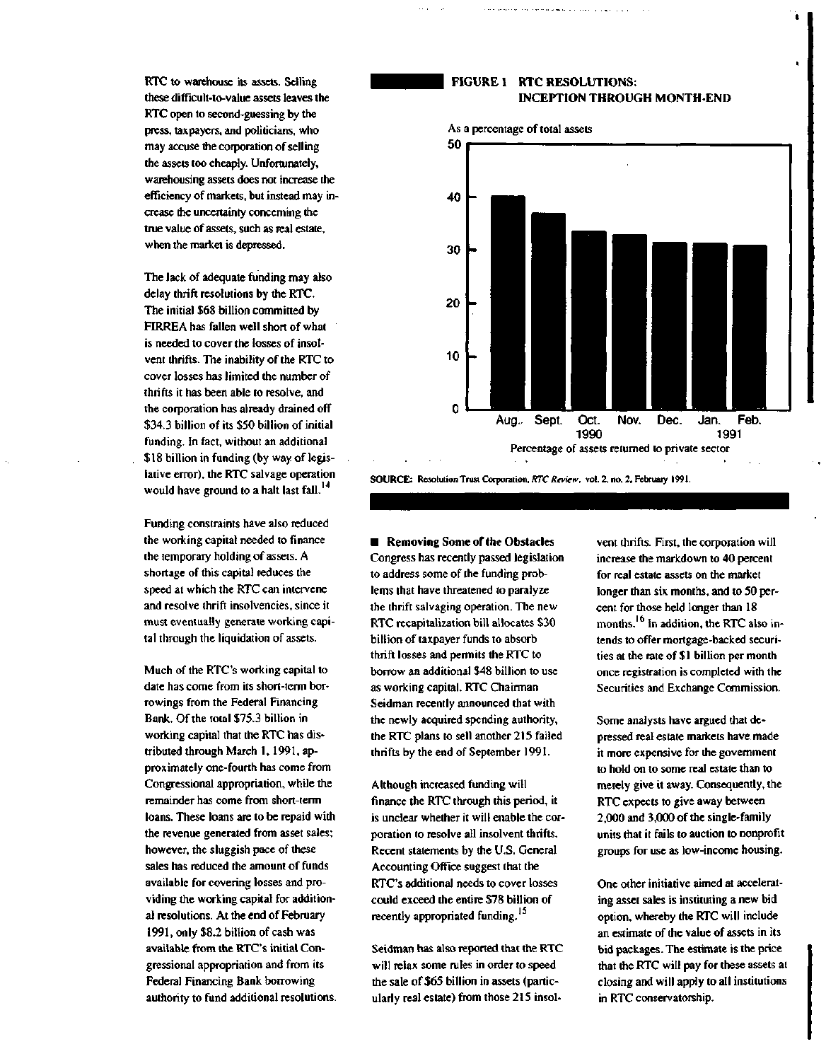RTC to warehouse its assets. Selling these difficult-to-value assets leaves the RTC open to second-guessing by the press, taxpayers, and politicians, who may accuse the corporation of selling the assets too cheaply. Unfortunately, warehousing assets does not increase the efficiency of markets, but instead may increase the uncertainty concerning the true value of assets, such as real estate, when the market is depressed.

The lack of adequate funding may also delay thrift resolutions by the RTC. The initial $68 billion committed by FIRREA has fallen well short of what is needed to cover the losses of insolvent thrifts. The inability of the RTC to cover losses has limited the number of thrifts it has been able to resolve, and the corporation has already drained off $34.3 billion of its $50 billion of initial funding. In fact, without an additional $18 billion in funding (by way of legislative error), the RTC salvage operation would have ground to a halt last fall.[14]

Funding constraints have also reduced the working capital needed to finance the temporary holding of assets. A shortage of this capital reduces the speed at which the RTC can intervene and resolve thrift insolvencies, since it must eventually generate working capital through the liquidation of assets.

Much of the RTC's working capital to date has come from its short-term borrowings from the Federal Financing Bank. Of the total $75.3 billion in working capital that the RTC has distributed through March 1, 1991, approximately one-fourth has come from Congressional appropriation, while the remainder has come from short-term loans. These loans are to be repaid with the revenue generated from asset sales; however, the sluggish pace of these sales has reduced the amount of funds available for covering losses and providing the working capital for additional resolutions. At the end of February 1991, only $8.2 billion of cash was available from the RTC's initial Congressional appropriation and from its Federal Financing Bank borrowing authority to fund additional resolutions.

**FIGURE 1 RTC RESOLUTIONS: INCEPTION THROUGH MONTH-END**

As a percentage of total assets

| Month | Percentage of assets returned to private sector (approx.) |
| --- | --- |
| Aug. 1990 | 40 |
| Sept. 1990 | 37 |
| Oct. 1990 | 33.5 |
| Nov. 1990 | 33 |
| Dec. 1990 | 31.5 |
| Jan. 1991 | 31.5 |
| Feb. 1991 | 31 |

Percentage of assets returned to private sector

SOURCE: Resolution Trust Corporation, *RTC Review*, vol. 2, no. 2, February 1991.

## Removing Some of the Obstacles

Congress has recently passed legislation to address some of the funding problems that have threatened to paralyze the thrift salvaging operation. The new RTC recapitalization bill allocates $30 billion of taxpayer funds to absorb thrift losses and permits the RTC to borrow an additional $48 billion to use as working capital. RTC Chairman Seidman recently announced that with the newly acquired spending authority, the RTC plans to sell another 215 failed thrifts by the end of September 1991.

Although increased funding will finance the RTC through this period, it is unclear whether it will enable the corporation to resolve all insolvent thrifts. Recent statements by the U.S. General Accounting Office suggest that the RTC's additional needs to cover losses could exceed the entire $78 billion of recently appropriated funding.[15]

Seidman has also reported that the RTC will relax some rules in order to speed the sale of $65 billion in assets (particularly real estate) from those 215 insolvent thrifts. First, the corporation will increase the markdown to 40 percent for real estate assets on the market longer than six months, and to 50 percent for those held longer than 18 months.[16] In addition, the RTC also intends to offer mortgage-backed securities at the rate of $1 billion per month once registration is completed with the Securities and Exchange Commission.

Some analysts have argued that depressed real estate markets have made it more expensive for the government to hold on to some real estate than to merely give it away. Consequently, the RTC expects to give away between 2,000 and 3,000 of the single-family units that it fails to auction to nonprofit groups for use as low-income housing.

One other initiative aimed at accelerating asset sales is instituting a new bid option, whereby the RTC will include an estimate of the value of assets in its bid packages. The estimate is the price that the RTC will pay for these assets at closing and will apply to all institutions in RTC conservatorship.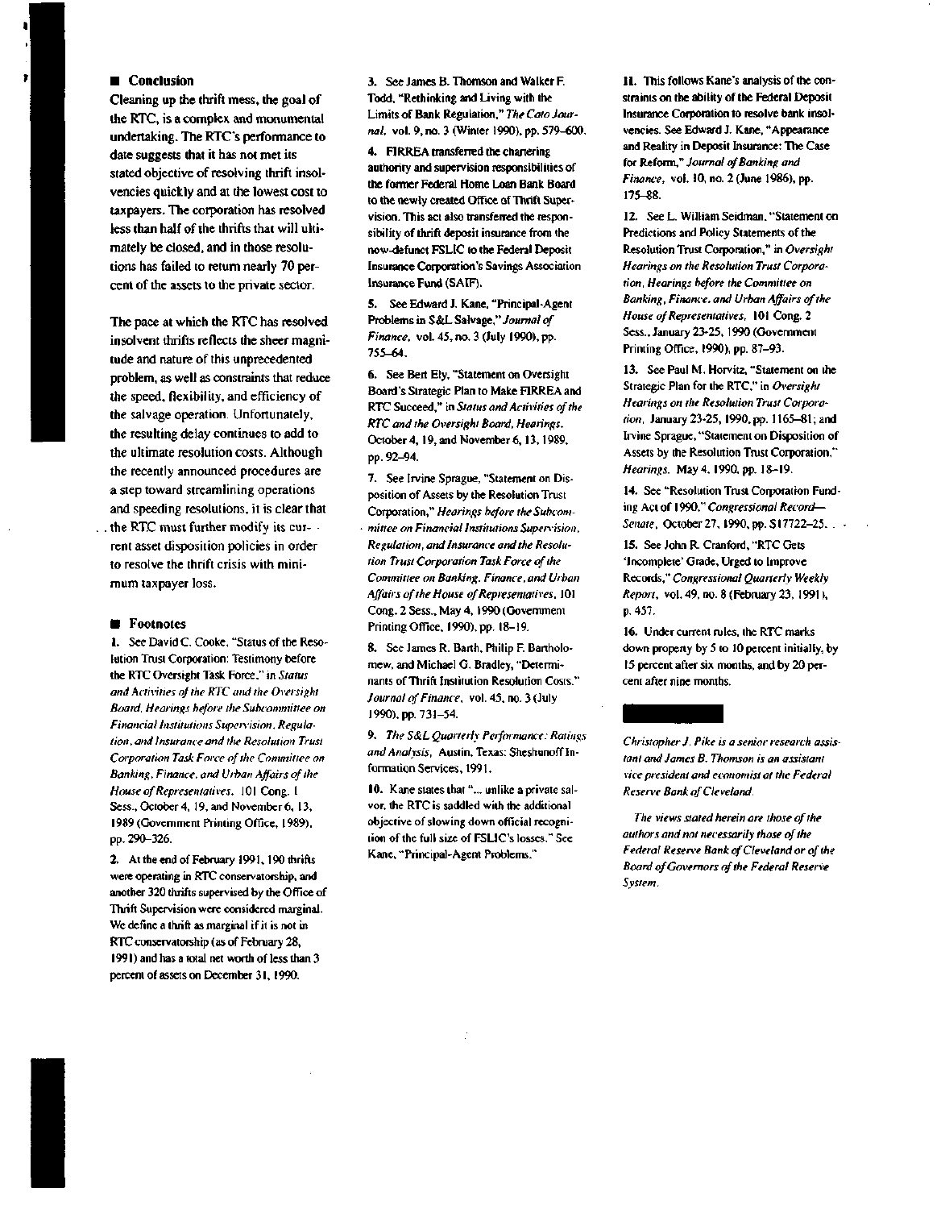## Conclusion

Cleaning up the thrift mess, the goal of the RTC, is a complex and monumental undertaking. The RTC's performance to date suggests that it has not met its stated objective of resolving thrift insolvencies quickly and at the lowest cost to taxpayers. The corporation has resolved less than half of the thrifts that will ultimately be closed, and in those resolutions has failed to return nearly 70 percent of the assets to the private sector.

The pace at which the RTC has resolved insolvent thrifts reflects the sheer magnitude and nature of this unprecedented problem, as well as constraints that reduce the speed, flexibility, and efficiency of the salvage operation. Unfortunately, the resulting delay continues to add to the ultimate resolution costs. Although the recently announced procedures are a step toward streamlining operations and speeding resolutions, it is clear that the RTC must further modify its current asset disposition policies in order to resolve the thrift crisis with minimum taxpayer loss.

## Footnotes

1. See David C. Cooke, "Status of the Resolution Trust Corporation: Testimony before the RTC Oversight Task Force," in *Status and Activities of the RTC and the Oversight Board, Hearings before the Subcommittee on Financial Institutions Supervision, Regulation, and Insurance and the Resolution Trust Corporation Task Force of the Committee on Banking, Finance, and Urban Affairs of the House of Representatives*, 101 Cong. 1 Sess., October 4, 19, and November 6, 13, 1989 (Government Printing Office, 1989), pp. 290–326.

2. At the end of February 1991, 190 thrifts were operating in RTC conservatorship, and another 320 thrifts supervised by the Office of Thrift Supervision were considered marginal. We define a thrift as marginal if it is not in RTC conservatorship (as of February 28, 1991) and has a total net worth of less than 3 percent of assets on December 31, 1990.

3. See James B. Thomson and Walker F. Todd, "Rethinking and Living with the Limits of Bank Regulation," *The Cato Journal*, vol. 9, no. 3 (Winter 1990), pp. 579–600.

4. FIRREA transferred the chartering authority and supervision responsibilities of the former Federal Home Loan Bank Board to the newly created Office of Thrift Supervision. This act also transferred the responsibility of thrift deposit insurance from the now-defunct FSLIC to the Federal Deposit Insurance Corporation's Savings Association Insurance Fund (SAIF).

5. See Edward J. Kane, "Principal-Agent Problems in S&L Salvage," *Journal of Finance*, vol. 45, no. 3 (July 1990), pp. 755–64.

6. See Bert Ely, "Statement on Oversight Board's Strategic Plan to Make FIRREA and RTC Succeed," in *Status and Activities of the RTC and the Oversight Board, Hearings*, October 4, 19, and November 6, 13, 1989, pp. 92–94.

7. See Irvine Sprague, "Statement on Disposition of Assets by the Resolution Trust Corporation," *Hearings before the Subcommittee on Financial Institutions Supervision, Regulation, and Insurance and the Resolution Trust Corporation Task Force of the Committee on Banking, Finance, and Urban Affairs of the House of Representatives*, 101 Cong. 2 Sess., May 4, 1990 (Government Printing Office, 1990), pp. 18–19.

8. See James R. Barth, Philip F. Bartholomew, and Michael G. Bradley, "Determinants of Thrift Institution Resolution Costs," *Journal of Finance*, vol. 45, no. 3 (July 1990), pp. 731–54.

9. *The S&L Quarterly Performance: Ratings and Analysis*, Austin, Texas: Sheshunoff Information Services, 1991.

10. Kane states that "... unlike a private salvor, the RTC is saddled with the additional objective of slowing down official recognition of the full size of FSLIC's losses." See Kane, "Principal-Agent Problems."

11. This follows Kane's analysis of the constraints on the ability of the Federal Deposit Insurance Corporation to resolve bank insolvencies. See Edward J. Kane, "Appearance and Reality in Deposit Insurance: The Case for Reform," *Journal of Banking and Finance*, vol. 10, no. 2 (June 1986), pp. 175–88.

12. See L. William Seidman, "Statement on Predictions and Policy Statements of the Resolution Trust Corporation," in *Oversight Hearings on the Resolution Trust Corporation, Hearings before the Committee on Banking, Finance, and Urban Affairs of the House of Representatives*, 101 Cong. 2 Sess., January 23-25, 1990 (Government Printing Office, 1990), pp. 87–93.

13. See Paul M. Horvitz, "Statement on the Strategic Plan for the RTC," in *Oversight Hearings on the Resolution Trust Corporation*, January 23-25, 1990, pp. 1165–81; and Irvine Sprague, "Statement on Disposition of Assets by the Resolution Trust Corporation," *Hearings*, May 4, 1990, pp. 18–19.

14. See "Resolution Trust Corporation Funding Act of 1990," *Congressional Record—Senate*, October 27, 1990, pp. S17722–25.

15. See John R. Cranford, "RTC Gets 'Incomplete' Grade, Urged to Improve Records," *Congressional Quarterly Weekly Report*, vol. 49, no. 8 (February 23, 1991), p. 457.

16. Under current rules, the RTC marks down property by 5 to 10 percent initially, by 15 percent after six months, and by 20 percent after nine months.

*Christopher J. Pike is a senior research assistant and James B. Thomson is an assistant vice president and economist at the Federal Reserve Bank of Cleveland.*

*The views stated herein are those of the authors and not necessarily those of the Federal Reserve Bank of Cleveland or of the Board of Governors of the Federal Reserve System.*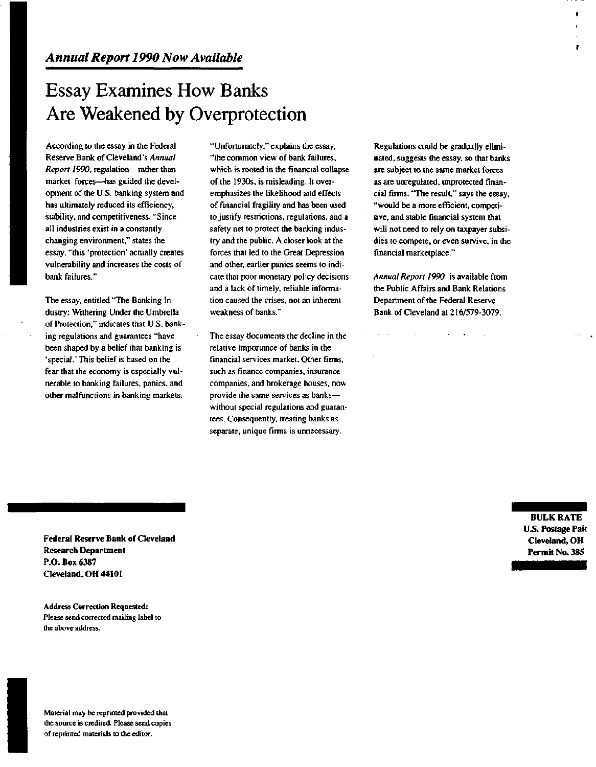### *Annual Report 1990 Now Available*

# Essay Examines How Banks Are Weakened by Overprotection

According to the essay in the Federal Reserve Bank of Cleveland's *Annual Report 1990*, regulation—rather than market forces—has guided the development of the U.S. banking system and has ultimately reduced its efficiency, stability, and competitiveness. "Since all industries exist in a constantly changing environment," states the essay, "this 'protection' actually creates vulnerability and increases the costs of bank failures."

The essay, entitled "The Banking Industry: Withering Under the Umbrella of Protection," indicates that U.S. banking regulations and guarantees "have been shaped by a belief that banking is 'special.' This belief is based on the fear that the economy is especially vulnerable to banking failures, panics, and other malfunctions in banking markets.

"Unfortunately," explains the essay, "the common view of bank failures, which is rooted in the financial collapse of the 1930s, is misleading. It overemphasizes the likelihood and effects of financial fragility and has been used to justify restrictions, regulations, and a safety net to protect the banking industry and the public. A closer look at the forces that led to the Great Depression and other, earlier panics seems to indicate that poor monetary policy decisions and a lack of timely, reliable information caused the crises, not an inherent weakness of banks."

The essay documents the decline in the relative importance of banks in the financial services market. Other firms, such as finance companies, insurance companies, and brokerage houses, now provide the same services as banks—without special regulations and guarantees. Consequently, treating banks as separate, unique firms is unnecessary.

Regulations could be gradually eliminated, suggests the essay, so that banks are subject to the same market forces as are unregulated, unprotected financial firms. "The result," says the essay, "would be a more efficient, competitive, and stable financial system that will not need to rely on taxpayer subsidies to compete, or even survive, in the financial marketplace."

*Annual Report 1990* is available from the Public Affairs and Bank Relations Department of the Federal Reserve Bank of Cleveland at 216/579-3079.

**Federal Reserve Bank of Cleveland**
**Research Department**
**P.O. Box 6387**
**Cleveland, OH 44101**

**Address Correction Requested:**
Please send corrected mailing label to the above address.

**BULK RATE**
**U.S. Postage Paid**
**Cleveland, OH**
**Permit No. 385**

Material may be reprinted provided that the source is credited. Please send copies of reprinted materials to the editor.